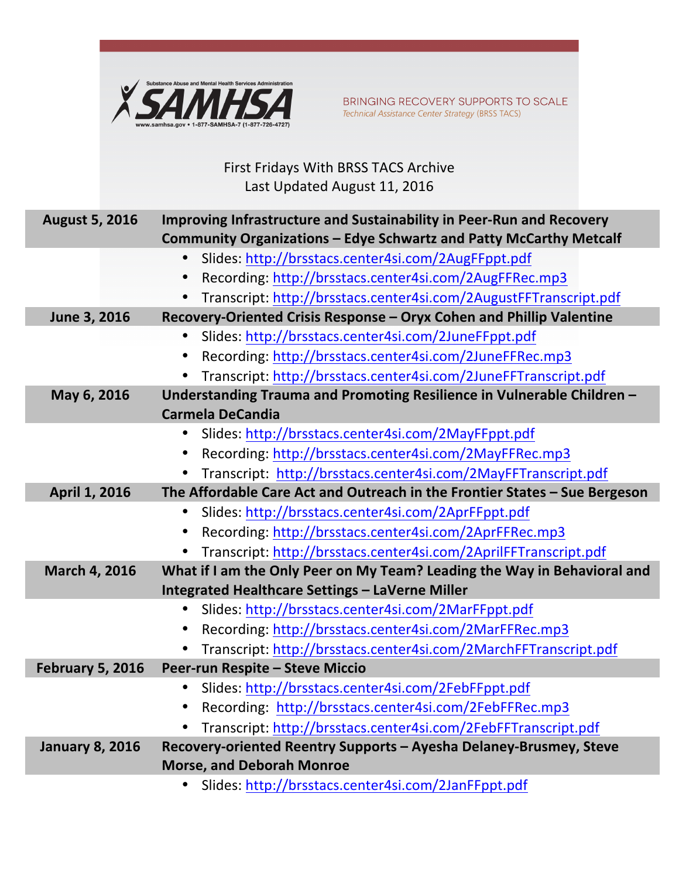Substance Abuse and Mental Health Services Administration

SAMHSA

www.samhsa.gov • 1-877-SAMHSA-7 (1-877-726-4727)

BRINGING RECOVERY SUPPORTS TO SCALE

*Technical Assistance Center Strategy* (BRSS TACS)

First Fridays With BRSS TACS Archive

Last Updated August 11, 2016

| **August 5, 2016** | **Improving Infrastructure and Sustainability in Peer-Run and Recovery Community Organizations – Edye Schwartz and Patty McCarthy Metcalf** |
|---|---|
| | • Slides: http://brsstacs.center4si.com/2AugFFppt.pdf<br>• Recording: http://brsstacs.center4si.com/2AugFFRec.mp3<br>• Transcript: http://brsstacs.center4si.com/2AugustFFTranscript.pdf |
| **June 3, 2016** | **Recovery-Oriented Crisis Response – Oryx Cohen and Phillip Valentine** |
| | • Slides: http://brsstacs.center4si.com/2JuneFFppt.pdf<br>• Recording: http://brsstacs.center4si.com/2JuneFFRec.mp3<br>• Transcript: http://brsstacs.center4si.com/2JuneFFTranscript.pdf |
| **May 6, 2016** | **Understanding Trauma and Promoting Resilience in Vulnerable Children – Carmela DeCandia** |
| | • Slides: http://brsstacs.center4si.com/2MayFFppt.pdf<br>• Recording: http://brsstacs.center4si.com/2MayFFRec.mp3<br>• Transcript: http://brsstacs.center4si.com/2MayFFTranscript.pdf |
| **April 1, 2016** | **The Affordable Care Act and Outreach in the Frontier States – Sue Bergeson** |
| | • Slides: http://brsstacs.center4si.com/2AprFFppt.pdf<br>• Recording: http://brsstacs.center4si.com/2AprFFRec.mp3<br>• Transcript: http://brsstacs.center4si.com/2AprilFFTranscript.pdf |
| **March 4, 2016** | **What if I am the Only Peer on My Team? Leading the Way in Behavioral and Integrated Healthcare Settings – LaVerne Miller** |
| | • Slides: http://brsstacs.center4si.com/2MarFFppt.pdf<br>• Recording: http://brsstacs.center4si.com/2MarFFRec.mp3<br>• Transcript: http://brsstacs.center4si.com/2MarchFFTranscript.pdf |
| **February 5, 2016** | **Peer-run Respite – Steve Miccio** |
| | • Slides: http://brsstacs.center4si.com/2FebFFppt.pdf<br>• Recording: http://brsstacs.center4si.com/2FebFFRec.mp3<br>• Transcript: http://brsstacs.center4si.com/2FebFFTranscript.pdf |
| **January 8, 2016** | **Recovery-oriented Reentry Supports – Ayesha Delaney-Brusmey, Steve Morse, and Deborah Monroe** |
| | • Slides: http://brsstacs.center4si.com/2JanFFppt.pdf |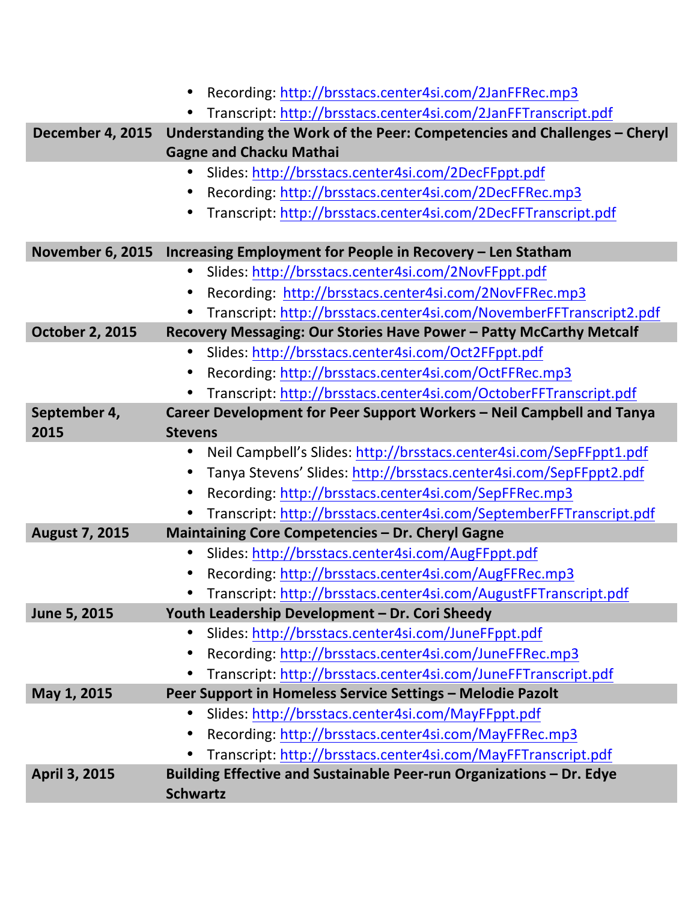- Recording: http://brsstacs.center4si.com/2JanFFRec.mp3
- Transcript: http://brsstacs.center4si.com/2JanFFTranscript.pdf

**December 4, 2015** **Understanding the Work of the Peer: Competencies and Challenges – Cheryl Gagne and Chacku Mathai**

- Slides: http://brsstacs.center4si.com/2DecFFppt.pdf
- Recording: http://brsstacs.center4si.com/2DecFFRec.mp3
- Transcript: http://brsstacs.center4si.com/2DecFFTranscript.pdf

**November 6, 2015** **Increasing Employment for People in Recovery – Len Statham**

- Slides: http://brsstacs.center4si.com/2NovFFppt.pdf
- Recording: http://brsstacs.center4si.com/2NovFFRec.mp3
- Transcript: http://brsstacs.center4si.com/NovemberFFTranscript2.pdf

**October 2, 2015** **Recovery Messaging: Our Stories Have Power – Patty McCarthy Metcalf**

- Slides: http://brsstacs.center4si.com/Oct2FFppt.pdf
- Recording: http://brsstacs.center4si.com/OctFFRec.mp3
- Transcript: http://brsstacs.center4si.com/OctoberFFTranscript.pdf

**September 4, 2015** **Career Development for Peer Support Workers – Neil Campbell and Tanya Stevens**

- Neil Campbell's Slides: http://brsstacs.center4si.com/SepFFppt1.pdf
- Tanya Stevens' Slides: http://brsstacs.center4si.com/SepFFppt2.pdf
- Recording: http://brsstacs.center4si.com/SepFFRec.mp3
- Transcript: http://brsstacs.center4si.com/SeptemberFFTranscript.pdf

**August 7, 2015** **Maintaining Core Competencies – Dr. Cheryl Gagne**

- Slides: http://brsstacs.center4si.com/AugFFppt.pdf
- Recording: http://brsstacs.center4si.com/AugFFRec.mp3
- Transcript: http://brsstacs.center4si.com/AugustFFTranscript.pdf

**June 5, 2015** **Youth Leadership Development – Dr. Cori Sheedy**

- Slides: http://brsstacs.center4si.com/JuneFFppt.pdf
- Recording: http://brsstacs.center4si.com/JuneFFRec.mp3
- Transcript: http://brsstacs.center4si.com/JuneFFTranscript.pdf

**May 1, 2015** **Peer Support in Homeless Service Settings – Melodie Pazolt**

- Slides: http://brsstacs.center4si.com/MayFFppt.pdf
- Recording: http://brsstacs.center4si.com/MayFFRec.mp3
- Transcript: http://brsstacs.center4si.com/MayFFTranscript.pdf

**April 3, 2015** **Building Effective and Sustainable Peer-run Organizations – Dr. Edye Schwartz**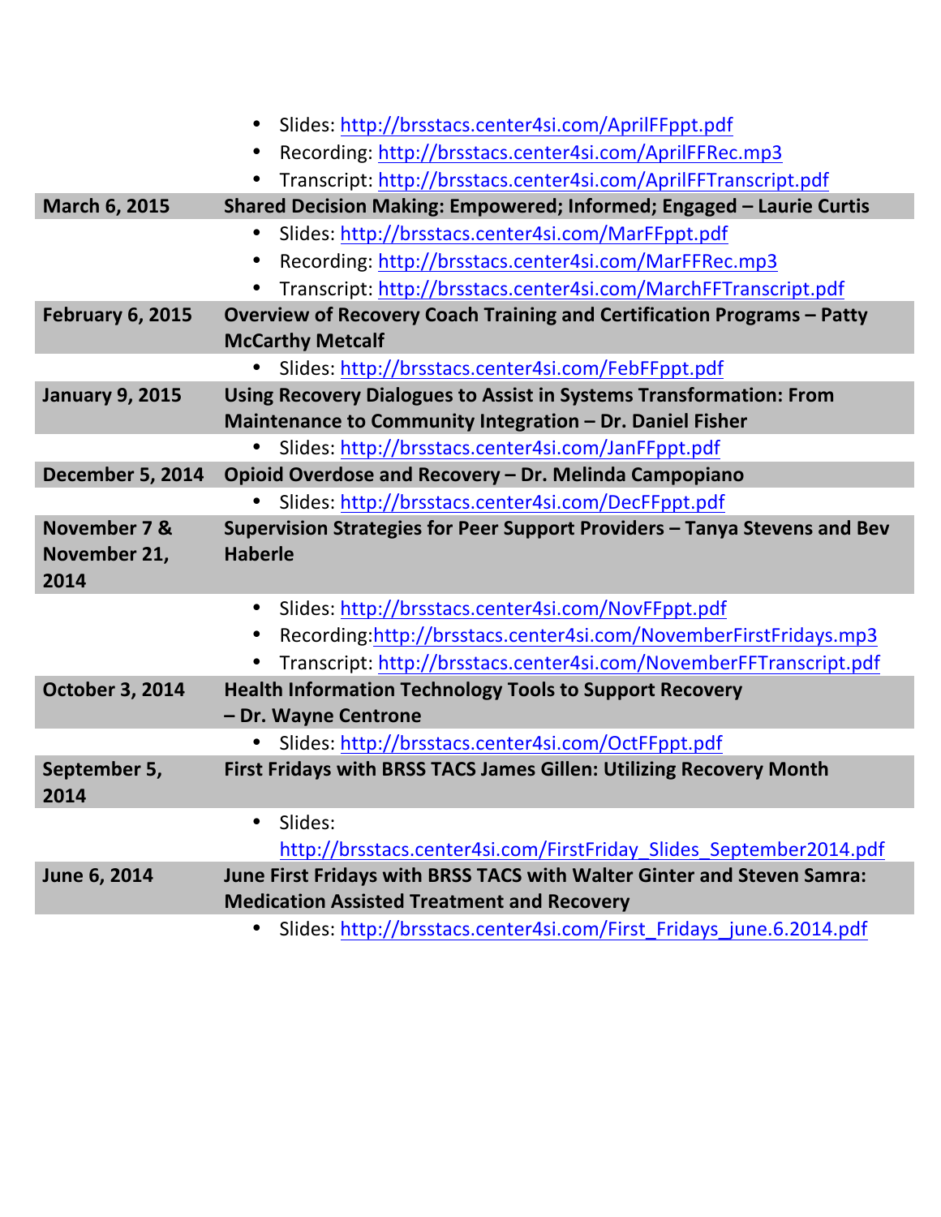| | |
|---|---|
| | • Slides: http://brsstacs.center4si.com/AprilFFppt.pdf<br>• Recording: http://brsstacs.center4si.com/AprilFFRec.mp3<br>• Transcript: http://brsstacs.center4si.com/AprilFFTranscript.pdf |
| **March 6, 2015** | **Shared Decision Making: Empowered; Informed; Engaged – Laurie Curtis** |
| | • Slides: http://brsstacs.center4si.com/MarFFppt.pdf<br>• Recording: http://brsstacs.center4si.com/MarFFRec.mp3<br>• Transcript: http://brsstacs.center4si.com/MarchFFTranscript.pdf |
| **February 6, 2015** | **Overview of Recovery Coach Training and Certification Programs – Patty McCarthy Metcalf** |
| | • Slides: http://brsstacs.center4si.com/FebFFppt.pdf |
| **January 9, 2015** | **Using Recovery Dialogues to Assist in Systems Transformation: From Maintenance to Community Integration – Dr. Daniel Fisher** |
| | • Slides: http://brsstacs.center4si.com/JanFFppt.pdf |
| **December 5, 2014** | **Opioid Overdose and Recovery – Dr. Melinda Campopiano** |
| | • Slides: http://brsstacs.center4si.com/DecFFppt.pdf |
| **November 7 & November 21, 2014** | **Supervision Strategies for Peer Support Providers – Tanya Stevens and Bev Haberle** |
| | • Slides: http://brsstacs.center4si.com/NovFFppt.pdf<br>• Recording:http://brsstacs.center4si.com/NovemberFirstFridays.mp3<br>• Transcript: http://brsstacs.center4si.com/NovemberFFTranscript.pdf |
| **October 3, 2014** | **Health Information Technology Tools to Support Recovery – Dr. Wayne Centrone** |
| | • Slides: http://brsstacs.center4si.com/OctFFppt.pdf |
| **September 5, 2014** | **First Fridays with BRSS TACS James Gillen: Utilizing Recovery Month** |
| | • Slides: http://brsstacs.center4si.com/FirstFriday_Slides_September2014.pdf |
| **June 6, 2014** | **June First Fridays with BRSS TACS with Walter Ginter and Steven Samra: Medication Assisted Treatment and Recovery** |
| | • Slides: http://brsstacs.center4si.com/First_Fridays_june.6.2014.pdf |